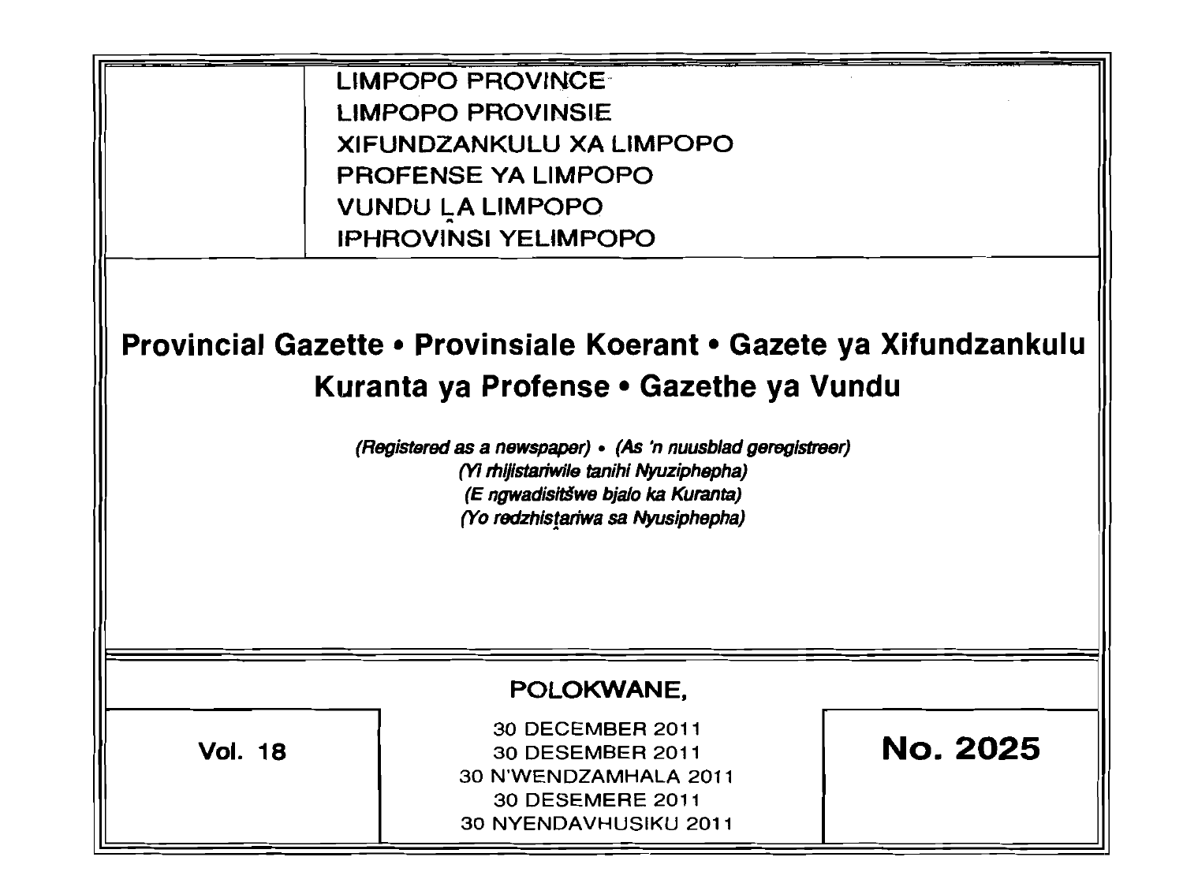LIMPOPO PROVINCE
LIMPOPO PROVINSIE
XIFUNDZANKULU XA LIMPOPO
PROFENSE YA LIMPOPO
VUNDU ḼA LIMPOPO
IPHROVINSI YELIMPOPO

# Provincial Gazette • Provinsiale Koerant • Gazete ya Xifundzankulu Kuranta ya Profense • Gazethe ya Vundu

*(Registered as a newspaper)* • *(As 'n nuusblad geregistreer)*
*(Yi rhijistariwile tanihi Nyuziphepha)*
*(E ngwadisitšwe bjalo ka Kuranta)*
*(Yo redzhisṱariwa sa Nyusiphepha)*

POLOKWANE,

**Vol. 18**

30 DECEMBER 2011
30 DESEMBER 2011
30 N'WENDZAMHALA 2011
30 DESEMERE 2011
30 NYENDAVHUSIKU 2011

**No. 2025**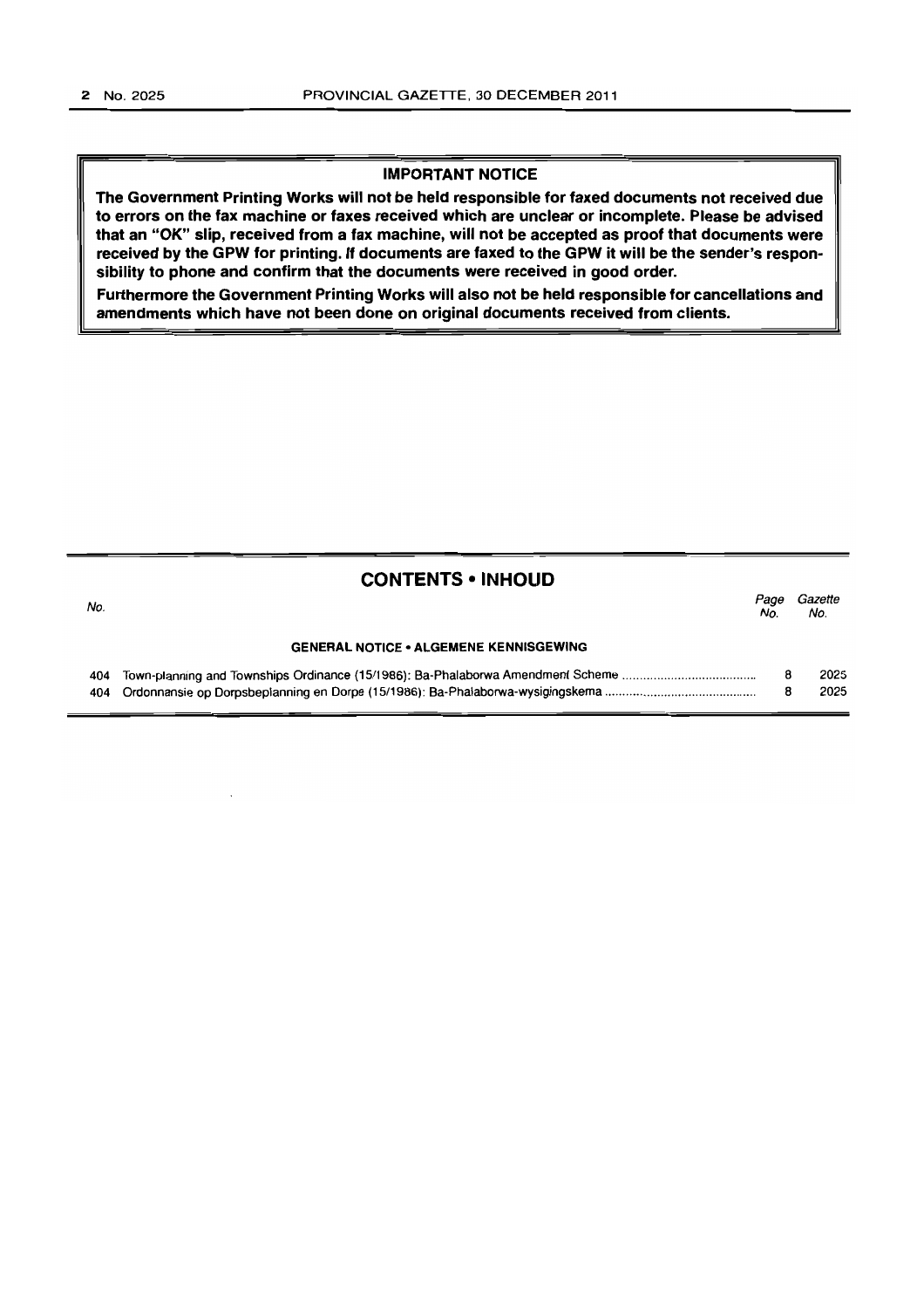**IMPORTANT NOTICE**

**The Government Printing Works will not be held responsible for faxed documents not received due to errors on the fax machine or faxes received which are unclear or incomplete. Please be advised that an "OK" slip, received from a fax machine, will not be accepted as proof that documents were received by the GPW for printing. If documents are faxed to the GPW it will be the sender's responsibility to phone and confirm that the documents were received in good order.**

**Furthermore the Government Printing Works will also not be held responsible for cancellations and amendments which have not been done on original documents received from clients.**

## CONTENTS • INHOUD

| No. | | Page No. | Gazette No. |
|---|---|---|---|
| | **GENERAL NOTICE • ALGEMENE KENNISGEWING** | | |
| 404 | Town-planning and Townships Ordinance (15/1986): Ba-Phalaborwa Amendment Scheme | 8 | 2025 |
| 404 | Ordonnansie op Dorpsbeplanning en Dorpe (15/1986): Ba-Phalaborwa-wysigingskema | 8 | 2025 |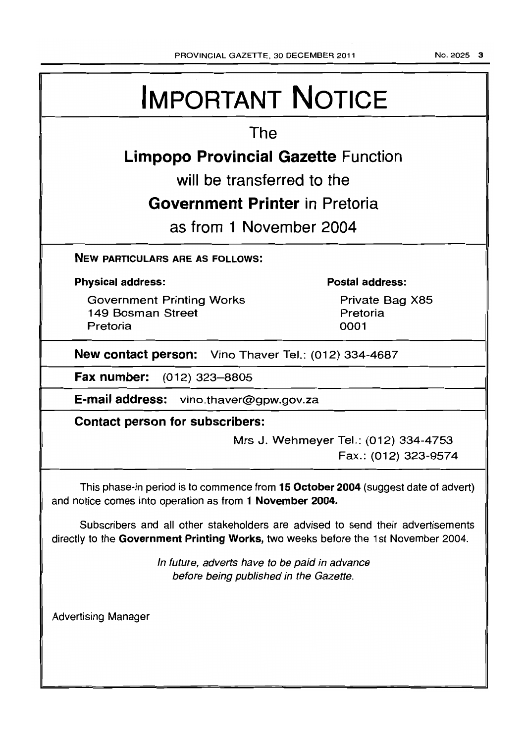# IMPORTANT NOTICE

The

**Limpopo Provincial Gazette** Function

will be transferred to the

**Government Printer** in Pretoria

as from 1 November 2004

**NEW PARTICULARS ARE AS FOLLOWS:**

**Physical address:**

Government Printing Works
149 Bosman Street
Pretoria

**Postal address:**

Private Bag X85
Pretoria
0001

**New contact person:** Vino Thaver Tel.: (012) 334-4687

**Fax number:** (012) 323–8805

**E-mail address:** vino.thaver@gpw.gov.za

**Contact person for subscribers:**

Mrs J. Wehmeyer Tel.: (012) 334-4753
Fax.: (012) 323-9574

This phase-in period is to commence from **15 October 2004** (suggest date of advert) and notice comes into operation as from **1 November 2004.**

Subscribers and all other stakeholders are advised to send their advertisements directly to the **Government Printing Works,** two weeks before the 1st November 2004.

*In future, adverts have to be paid in advance before being published in the Gazette.*

Advertising Manager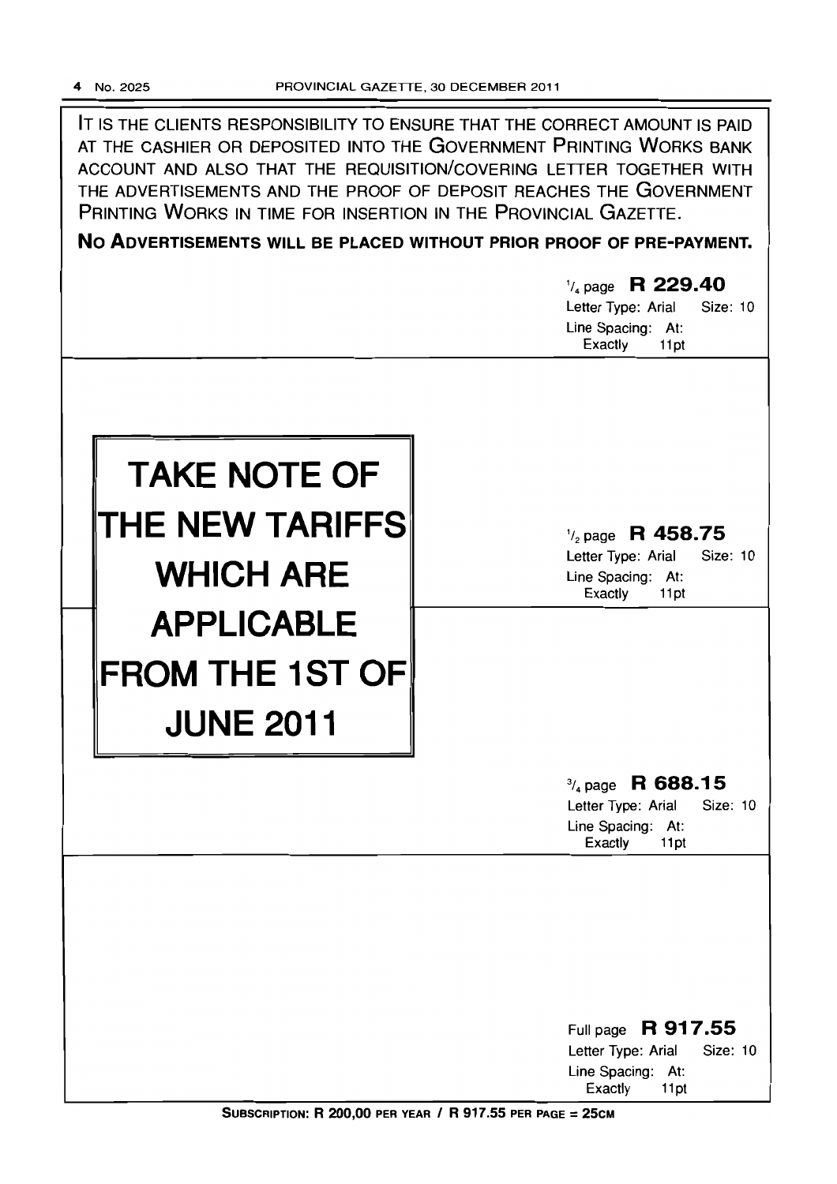IT IS THE CLIENTS RESPONSIBILITY TO ENSURE THAT THE CORRECT AMOUNT IS PAID AT THE CASHIER OR DEPOSITED INTO THE GOVERNMENT PRINTING WORKS BANK ACCOUNT AND ALSO THAT THE REQUISITION/COVERING LETTER TOGETHER WITH THE ADVERTISEMENTS AND THE PROOF OF DEPOSIT REACHES THE GOVERNMENT PRINTING WORKS IN TIME FOR INSERTION IN THE PROVINCIAL GAZETTE.

**NO ADVERTISEMENTS WILL BE PLACED WITHOUT PRIOR PROOF OF PRE-PAYMENT.**

**1/4 page R 229.40**
Letter Type: Arial Size: 10
Line Spacing: At: Exactly 11pt

# TAKE NOTE OF THE NEW TARIFFS WHICH ARE APPLICABLE FROM THE 1ST OF JUNE 2011

**1/2 page R 458.75**
Letter Type: Arial Size: 10
Line Spacing: At: Exactly 11pt

**3/4 page R 688.15**
Letter Type: Arial Size: 10
Line Spacing: At: Exactly 11pt

**Full page R 917.55**
Letter Type: Arial Size: 10
Line Spacing: At: Exactly 11pt

**SUBSCRIPTION: R 200,00 PER YEAR / R 917.55 PER PAGE = 25CM**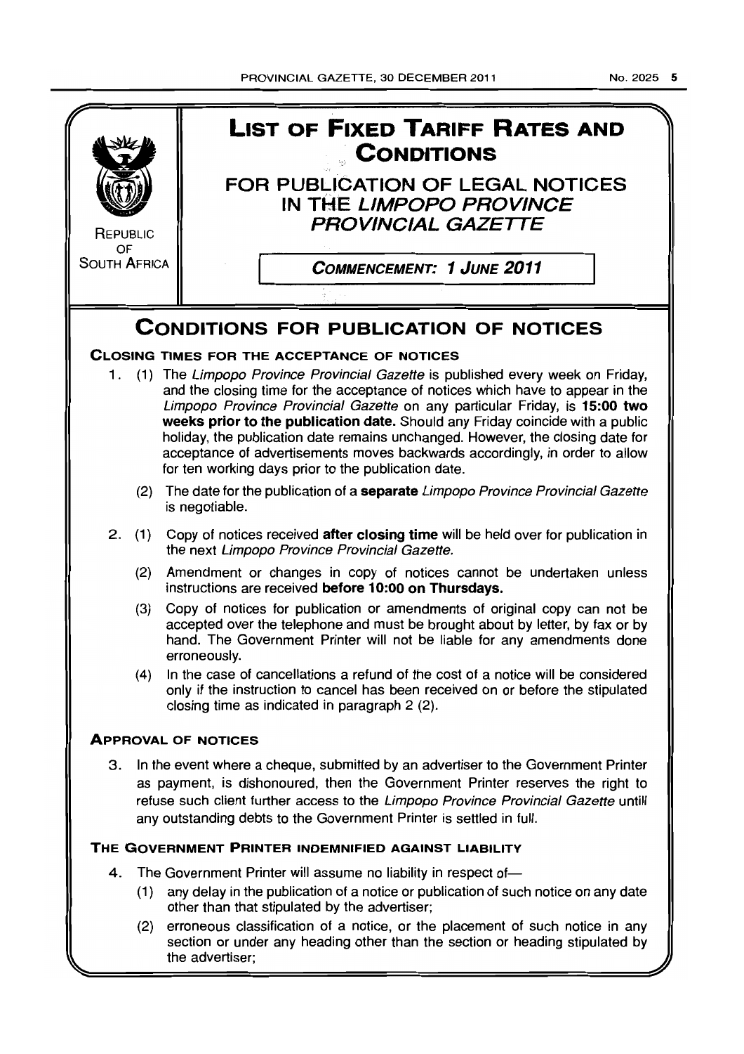REPUBLIC OF SOUTH AFRICA

# LIST OF FIXED TARIFF RATES AND CONDITIONS

## FOR PUBLICATION OF LEGAL NOTICES IN THE *LIMPOPO PROVINCE PROVINCIAL GAZETTE*

***COMMENCEMENT: 1 JUNE 2011***

# CONDITIONS FOR PUBLICATION OF NOTICES

### CLOSING TIMES FOR THE ACCEPTANCE OF NOTICES

1. (1) The *Limpopo Province Provincial Gazette* is published every week on Friday, and the closing time for the acceptance of notices which have to appear in the *Limpopo Province Provincial Gazette* on any particular Friday, is **15:00 two weeks prior to the publication date.** Should any Friday coincide with a public holiday, the publication date remains unchanged. However, the closing date for acceptance of advertisements moves backwards accordingly, in order to allow for ten working days prior to the publication date.

   (2) The date for the publication of a **separate** *Limpopo Province Provincial Gazette* is negotiable.

2. (1) Copy of notices received **after closing time** will be held over for publication in the next *Limpopo Province Provincial Gazette.*

   (2) Amendment or changes in copy of notices cannot be undertaken unless instructions are received **before 10:00 on Thursdays.**

   (3) Copy of notices for publication or amendments of original copy can not be accepted over the telephone and must be brought about by letter, by fax or by hand. The Government Printer will not be liable for any amendments done erroneously.

   (4) In the case of cancellations a refund of the cost of a notice will be considered only if the instruction to cancel has been received on or before the stipulated closing time as indicated in paragraph 2 (2).

### APPROVAL OF NOTICES

3. In the event where a cheque, submitted by an advertiser to the Government Printer as payment, is dishonoured, then the Government Printer reserves the right to refuse such client further access to the *Limpopo Province Provincial Gazette* untill any outstanding debts to the Government Printer is settled in full.

### THE GOVERNMENT PRINTER INDEMNIFIED AGAINST LIABILITY

4. The Government Printer will assume no liability in respect of—

   (1) any delay in the publication of a notice or publication of such notice on any date other than that stipulated by the advertiser;

   (2) erroneous classification of a notice, or the placement of such notice in any section or under any heading other than the section or heading stipulated by the advertiser;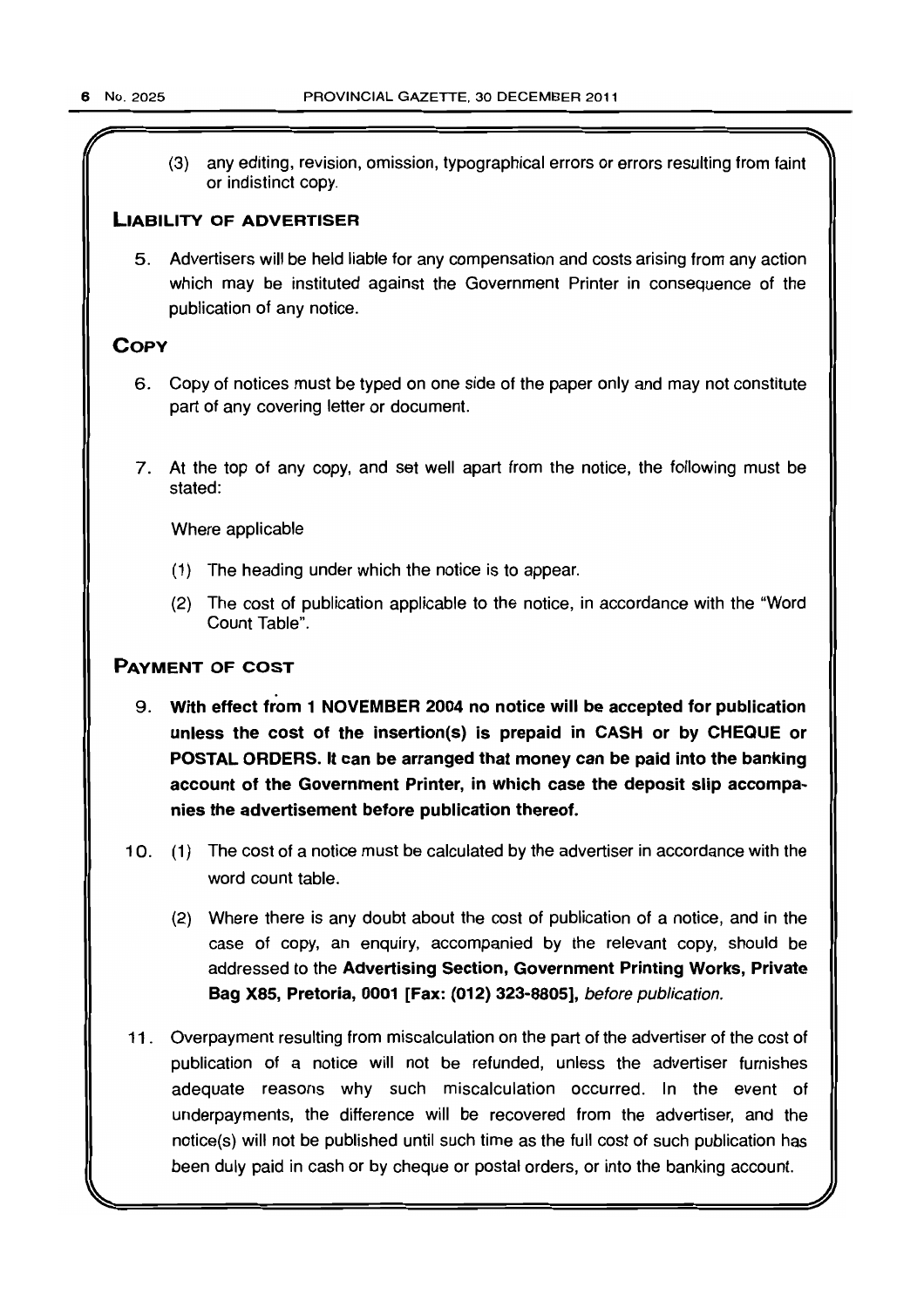(3) any editing, revision, omission, typographical errors or errors resulting from faint or indistinct copy.

## Liability of advertiser

5. Advertisers will be held liable for any compensation and costs arising from any action which may be instituted against the Government Printer in consequence of the publication of any notice.

## Copy

6. Copy of notices must be typed on one side of the paper only and may not constitute part of any covering letter or document.

7. At the top of any copy, and set well apart from the notice, the following must be stated:

   Where applicable

   (1) The heading under which the notice is to appear.

   (2) The cost of publication applicable to the notice, in accordance with the "Word Count Table".

## Payment of cost

9. **With effect from 1 NOVEMBER 2004 no notice will be accepted for publication unless the cost of the insertion(s) is prepaid in CASH or by CHEQUE or POSTAL ORDERS. It can be arranged that money can be paid into the banking account of the Government Printer, in which case the deposit slip accompanies the advertisement before publication thereof.**

10. (1) The cost of a notice must be calculated by the advertiser in accordance with the word count table.

    (2) Where there is any doubt about the cost of publication of a notice, and in the case of copy, an enquiry, accompanied by the relevant copy, should be addressed to the **Advertising Section, Government Printing Works, Private Bag X85, Pretoria, 0001 [Fax: (012) 323-8805],** *before publication.*

11. Overpayment resulting from miscalculation on the part of the advertiser of the cost of publication of a notice will not be refunded, unless the advertiser furnishes adequate reasons why such miscalculation occurred. In the event of underpayments, the difference will be recovered from the advertiser, and the notice(s) will not be published until such time as the full cost of such publication has been duly paid in cash or by cheque or postal orders, or into the banking account.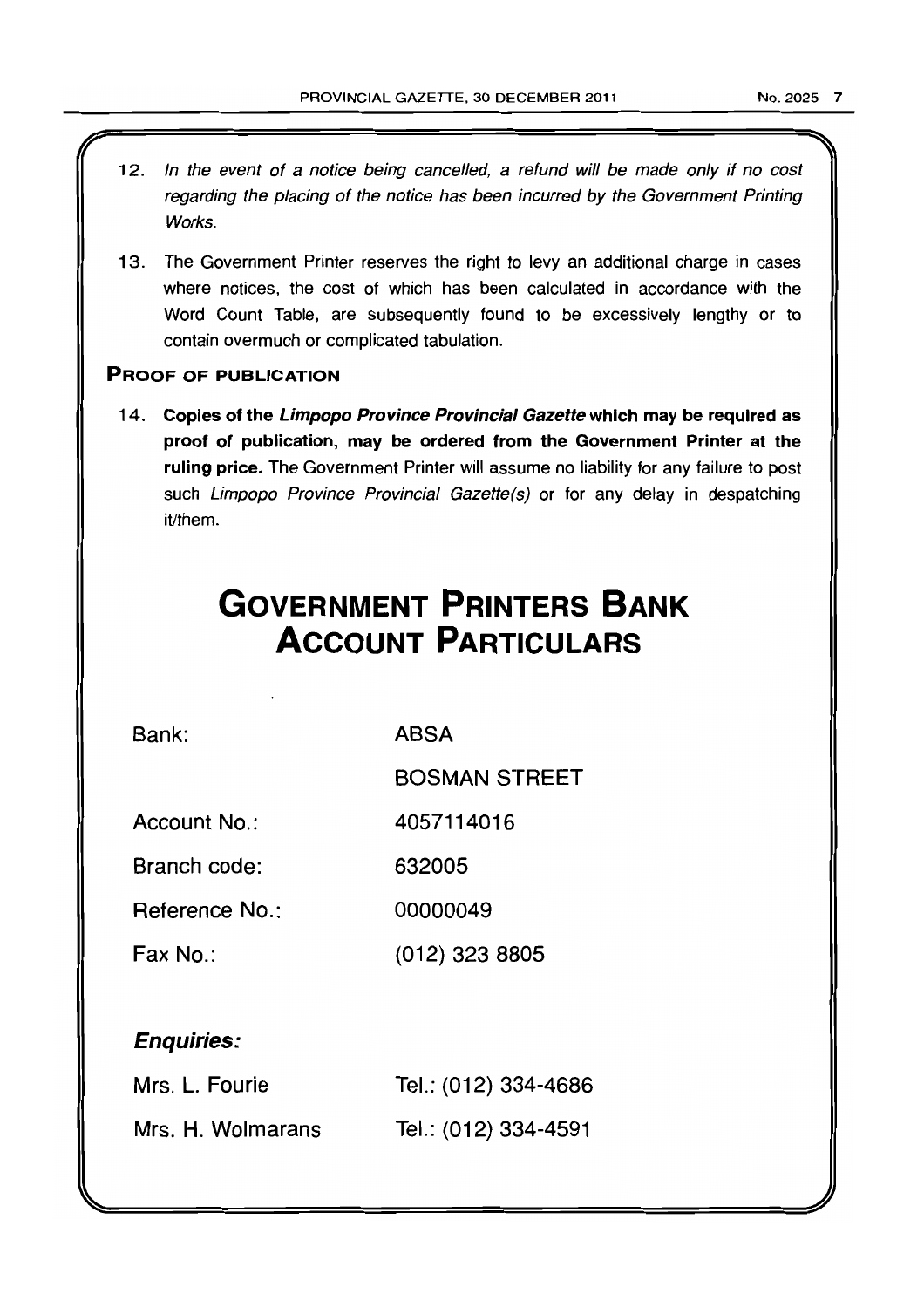12. *In the event of a notice being cancelled, a refund will be made only if no cost regarding the placing of the notice has been incurred by the Government Printing Works.*

13. The Government Printer reserves the right to levy an additional charge in cases where notices, the cost of which has been calculated in accordance with the Word Count Table, are subsequently found to be excessively lengthy or to contain overmuch or complicated tabulation.

**PROOF OF PUBLICATION**

14. **Copies of the *Limpopo Province Provincial Gazette* which may be required as proof of publication, may be ordered from the Government Printer at the ruling price.** The Government Printer will assume no liability for any failure to post such *Limpopo Province Provincial Gazette(s)* or for any delay in despatching it/them.

# GOVERNMENT PRINTERS BANK ACCOUNT PARTICULARS

| | |
|---|---|
| Bank: | ABSA |
| | BOSMAN STREET |
| Account No.: | 4057114016 |
| Branch code: | 632005 |
| Reference No.: | 00000049 |
| Fax No.: | (012) 323 8805 |

***Enquiries:***

| | |
|---|---|
| Mrs. L. Fourie | Tel.: (012) 334-4686 |
| Mrs. H. Wolmarans | Tel.: (012) 334-4591 |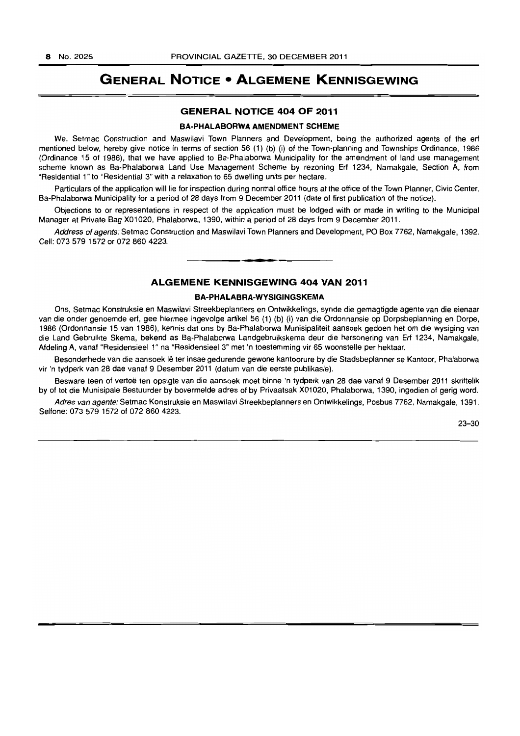# GENERAL NOTICE • ALGEMENE KENNISGEWING

## GENERAL NOTICE 404 OF 2011

### BA-PHALABORWA AMENDMENT SCHEME

We, Setmac Construction and Maswilavi Town Planners and Development, being the authorized agents of the erf mentioned below, hereby give notice in terms of section 56 (1) (b) (i) of the Town-planning and Townships Ordinance, 1986 (Ordinance 15 of 1986), that we have applied to Ba-Phalaborwa Municipality for the amendment of land use management scheme known as Ba-Phalaborwa Land Use Management Scheme by rezoning Erf 1234, Namakgale, Section A, from "Residential 1" to "Residential 3" with a relaxation to 65 dwelling units per hectare.

Particulars of the application will lie for inspection during normal office hours at the office of the Town Planner, Civic Center, Ba-Phalaborwa Municipality for a period of 28 days from 9 December 2011 (date of first publication of the notice).

Objections to or representations in respect of the application must be lodged with or made in writing to the Municipal Manager at Private Bag X01020, Phalaborwa, 1390, within a period of 28 days from 9 December 2011.

*Address of agents:* Setmac Construction and Maswilavi Town Planners and Development, PO Box 7762, Namakgale, 1392. Cell: 073 579 1572 or 072 860 4223.

---

## ALGEMENE KENNISGEWING 404 VAN 2011

### BA-PHALABRA-WYSIGINGSKEMA

Ons, Setmac Konstruksie en Maswilavi Streekbeplanners en Ontwikkelings, synde die gemagtigde agente van die eienaar van die onder genoemde erf, gee hiermee ingevolge artikel 56 (1) (b) (i) van die Ordonnansie op Dorpsbeplanning en Dorpe, 1986 (Ordonnansie 15 van 1986), kennis dat ons by Ba-Phalaborwa Munisipaliteit aansoek gedoen het om die wysiging van die Land Gebruikte Skema, bekend as Ba-Phalaborwa Landgebruikskema deur die hersonering van Erf 1234, Namakgale, Afdeling A, vanaf "Residensieel 1" na "Residensieel 3" met 'n toestemming vir 65 woonstelle per hektaar.

Besonderhede van die aansoek lê ter insae gedurende gewone kantoorure by die Stadsbeplanner se Kantoor, Phalaborwa vir 'n tydperk van 28 dae vanaf 9 Desember 2011 (datum van die eerste publikasie).

Besware teen of vertoë ten opsigte van die aansoek moet binne 'n tydperk van 28 dae vanaf 9 Desember 2011 skriftelik by of tot die Munisipale Bestuurder by bovermelde adres of by Privaatsak X01020, Phalaborwa, 1390, ingedien of gerig word.

*Adres van agente:* Setmac Konstruksie en Maswilavi Streekbeplanners en Ontwikkelings, Posbus 7762, Namakgale, 1391. Selfone: 073 579 1572 of 072 860 4223.

23–30